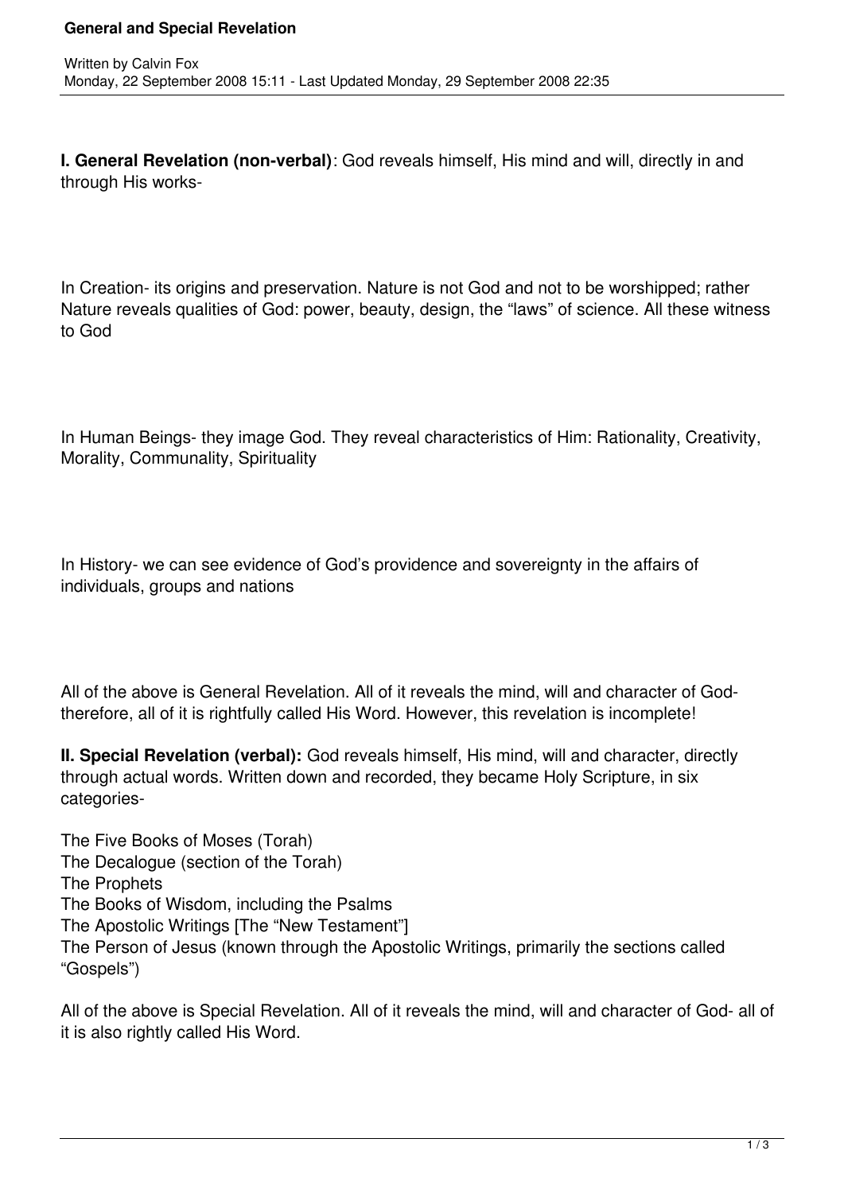# General and Special Revelation

Written by Calvin Fox
Monday, 22 September 2008 15:11 - Last Updated Monday, 29 September 2008 22:35

**I. General Revelation (non-verbal)**: God reveals himself, His mind and will, directly in and through His works-

In Creation- its origins and preservation. Nature is not God and not to be worshipped; rather Nature reveals qualities of God: power, beauty, design, the "laws" of science. All these witness to God

In Human Beings- they image God. They reveal characteristics of Him: Rationality, Creativity, Morality, Communality, Spirituality

In History- we can see evidence of God's providence and sovereignty in the affairs of individuals, groups and nations

All of the above is General Revelation. All of it reveals the mind, will and character of God- therefore, all of it is rightfully called His Word. However, this revelation is incomplete!

**II. Special Revelation (verbal):** God reveals himself, His mind, will and character, directly through actual words. Written down and recorded, they became Holy Scripture, in six categories-

The Five Books of Moses (Torah)
The Decalogue (section of the Torah)
The Prophets
The Books of Wisdom, including the Psalms
The Apostolic Writings [The "New Testament"]
The Person of Jesus (known through the Apostolic Writings, primarily the sections called "Gospels")

All of the above is Special Revelation. All of it reveals the mind, will and character of God- all of it is also rightly called His Word.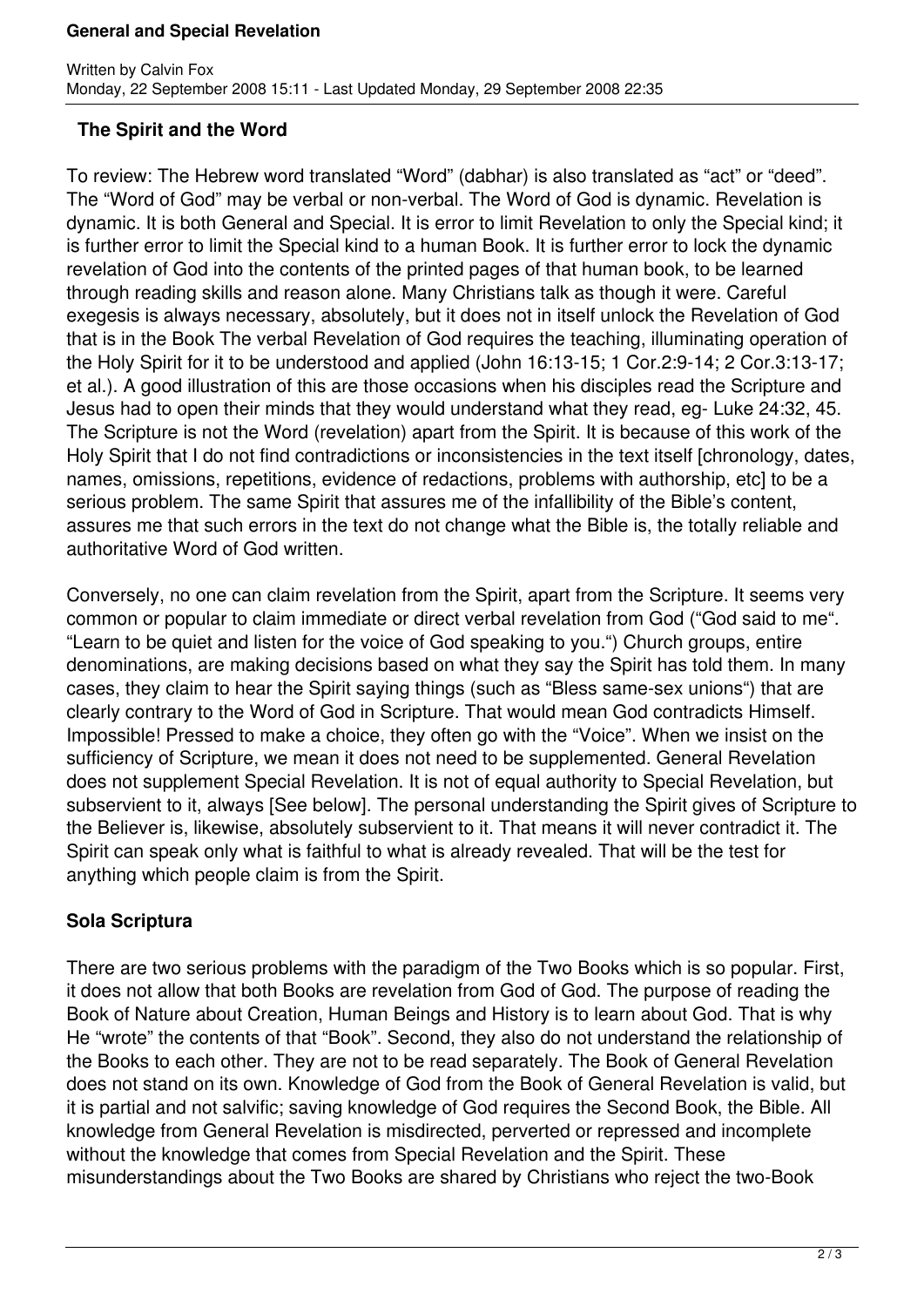## The Spirit and the Word

To review: The Hebrew word translated "Word" (dabhar) is also translated as "act" or "deed". The "Word of God" may be verbal or non-verbal. The Word of God is dynamic. Revelation is dynamic. It is both General and Special. It is error to limit Revelation to only the Special kind; it is further error to limit the Special kind to a human Book. It is further error to lock the dynamic revelation of God into the contents of the printed pages of that human book, to be learned through reading skills and reason alone. Many Christians talk as though it were. Careful exegesis is always necessary, absolutely, but it does not in itself unlock the Revelation of God that is in the Book The verbal Revelation of God requires the teaching, illuminating operation of the Holy Spirit for it to be understood and applied (John 16:13-15; 1 Cor.2:9-14; 2 Cor.3:13-17; et al.). A good illustration of this are those occasions when his disciples read the Scripture and Jesus had to open their minds that they would understand what they read, eg- Luke 24:32, 45. The Scripture is not the Word (revelation) apart from the Spirit. It is because of this work of the Holy Spirit that I do not find contradictions or inconsistencies in the text itself [chronology, dates, names, omissions, repetitions, evidence of redactions, problems with authorship, etc] to be a serious problem. The same Spirit that assures me of the infallibility of the Bible's content, assures me that such errors in the text do not change what the Bible is, the totally reliable and authoritative Word of God written.

Conversely, no one can claim revelation from the Spirit, apart from the Scripture. It seems very common or popular to claim immediate or direct verbal revelation from God ("God said to me". "Learn to be quiet and listen for the voice of God speaking to you.") Church groups, entire denominations, are making decisions based on what they say the Spirit has told them. In many cases, they claim to hear the Spirit saying things (such as "Bless same-sex unions") that are clearly contrary to the Word of God in Scripture. That would mean God contradicts Himself. Impossible! Pressed to make a choice, they often go with the "Voice". When we insist on the sufficiency of Scripture, we mean it does not need to be supplemented. General Revelation does not supplement Special Revelation. It is not of equal authority to Special Revelation, but subservient to it, always [See below]. The personal understanding the Spirit gives of Scripture to the Believer is, likewise, absolutely subservient to it. That means it will never contradict it. The Spirit can speak only what is faithful to what is already revealed. That will be the test for anything which people claim is from the Spirit.

## Sola Scriptura

There are two serious problems with the paradigm of the Two Books which is so popular. First, it does not allow that both Books are revelation from God of God. The purpose of reading the Book of Nature about Creation, Human Beings and History is to learn about God. That is why He "wrote" the contents of that "Book". Second, they also do not understand the relationship of the Books to each other. They are not to be read separately. The Book of General Revelation does not stand on its own. Knowledge of God from the Book of General Revelation is valid, but it is partial and not salvific; saving knowledge of God requires the Second Book, the Bible. All knowledge from General Revelation is misdirected, perverted or repressed and incomplete without the knowledge that comes from Special Revelation and the Spirit. These misunderstandings about the Two Books are shared by Christians who reject the two-Book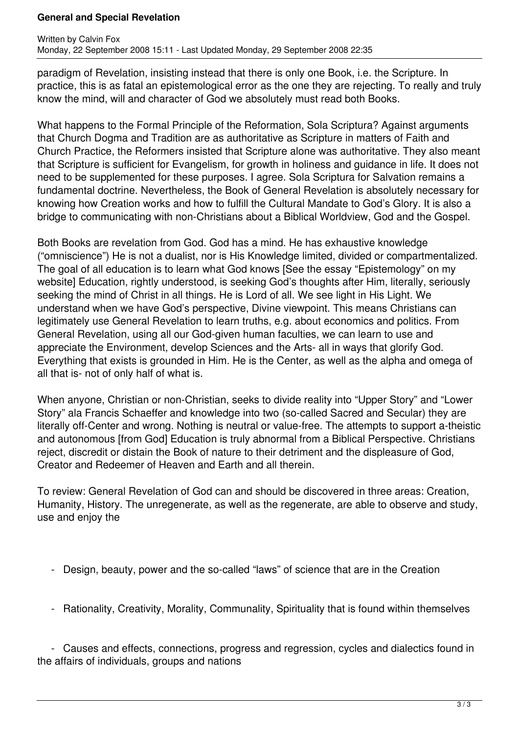paradigm of Revelation, insisting instead that there is only one Book, i.e. the Scripture. In practice, this is as fatal an epistemological error as the one they are rejecting. To really and truly know the mind, will and character of God we absolutely must read both Books.

What happens to the Formal Principle of the Reformation, Sola Scriptura? Against arguments that Church Dogma and Tradition are as authoritative as Scripture in matters of Faith and Church Practice, the Reformers insisted that Scripture alone was authoritative. They also meant that Scripture is sufficient for Evangelism, for growth in holiness and guidance in life. It does not need to be supplemented for these purposes. I agree. Sola Scriptura for Salvation remains a fundamental doctrine. Nevertheless, the Book of General Revelation is absolutely necessary for knowing how Creation works and how to fulfill the Cultural Mandate to God's Glory. It is also a bridge to communicating with non-Christians about a Biblical Worldview, God and the Gospel.

Both Books are revelation from God. God has a mind. He has exhaustive knowledge ("omniscience") He is not a dualist, nor is His Knowledge limited, divided or compartmentalized. The goal of all education is to learn what God knows [See the essay "Epistemology" on my website] Education, rightly understood, is seeking God's thoughts after Him, literally, seriously seeking the mind of Christ in all things. He is Lord of all. We see light in His Light. We understand when we have God's perspective, Divine viewpoint. This means Christians can legitimately use General Revelation to learn truths, e.g. about economics and politics. From General Revelation, using all our God-given human faculties, we can learn to use and appreciate the Environment, develop Sciences and the Arts- all in ways that glorify God. Everything that exists is grounded in Him. He is the Center, as well as the alpha and omega of all that is- not of only half of what is.

When anyone, Christian or non-Christian, seeks to divide reality into "Upper Story" and "Lower Story" ala Francis Schaeffer and knowledge into two (so-called Sacred and Secular) they are literally off-Center and wrong. Nothing is neutral or value-free. The attempts to support a-theistic and autonomous [from God] Education is truly abnormal from a Biblical Perspective. Christians reject, discredit or distain the Book of nature to their detriment and the displeasure of God, Creator and Redeemer of Heaven and Earth and all therein.

To review: General Revelation of God can and should be discovered in three areas: Creation, Humanity, History. The unregenerate, as well as the regenerate, are able to observe and study, use and enjoy the

- Design, beauty, power and the so-called "laws" of science that are in the Creation
- Rationality, Creativity, Morality, Communality, Spirituality that is found within themselves
- Causes and effects, connections, progress and regression, cycles and dialectics found in the affairs of individuals, groups and nations